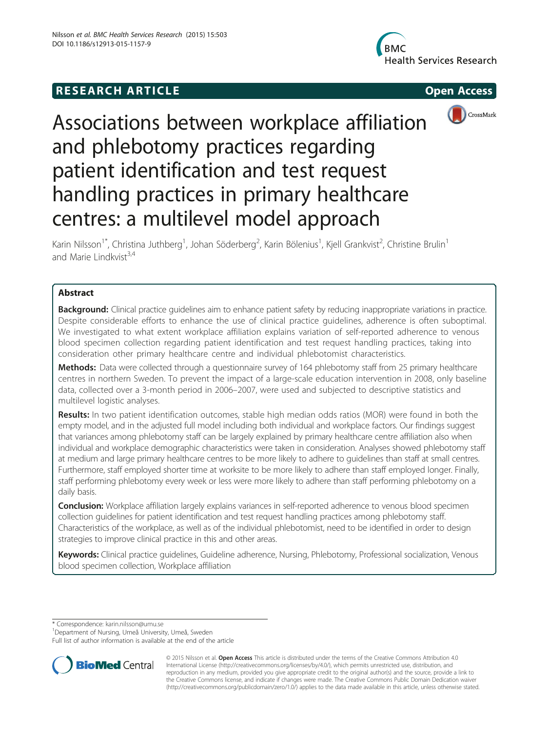RESEARCH ARTICLE

Open Access

# Associations between workplace affiliation and phlebotomy practices regarding patient identification and test request handling practices in primary healthcare centres: a multilevel model approach

Karin Nilsson[1*], Christina Juthberg[1], Johan Söderberg[2], Karin Bölenius[1], Kjell Grankvist[2], Christine Brulin[1] and Marie Lindkvist[3,4]

## Abstract

**Background:** Clinical practice guidelines aim to enhance patient safety by reducing inappropriate variations in practice. Despite considerable efforts to enhance the use of clinical practice guidelines, adherence is often suboptimal. We investigated to what extent workplace affiliation explains variation of self-reported adherence to venous blood specimen collection regarding patient identification and test request handling practices, taking into consideration other primary healthcare centre and individual phlebotomist characteristics.

**Methods:** Data were collected through a questionnaire survey of 164 phlebotomy staff from 25 primary healthcare centres in northern Sweden. To prevent the impact of a large-scale education intervention in 2008, only baseline data, collected over a 3-month period in 2006–2007, were used and subjected to descriptive statistics and multilevel logistic analyses.

**Results:** In two patient identification outcomes, stable high median odds ratios (MOR) were found in both the empty model, and in the adjusted full model including both individual and workplace factors. Our findings suggest that variances among phlebotomy staff can be largely explained by primary healthcare centre affiliation also when individual and workplace demographic characteristics were taken in consideration. Analyses showed phlebotomy staff at medium and large primary healthcare centres to be more likely to adhere to guidelines than staff at small centres. Furthermore, staff employed shorter time at worksite to be more likely to adhere than staff employed longer. Finally, staff performing phlebotomy every week or less were more likely to adhere than staff performing phlebotomy on a daily basis.

**Conclusion:** Workplace affiliation largely explains variances in self-reported adherence to venous blood specimen collection guidelines for patient identification and test request handling practices among phlebotomy staff. Characteristics of the workplace, as well as of the individual phlebotomist, need to be identified in order to design strategies to improve clinical practice in this and other areas.

**Keywords:** Clinical practice guidelines, Guideline adherence, Nursing, Phlebotomy, Professional socialization, Venous blood specimen collection, Workplace affiliation

* Correspondence: karin.nilsson@umu.se
[1]Department of Nursing, Umeå University, Umeå, Sweden
Full list of author information is available at the end of the article

© 2015 Nilsson et al. **Open Access** This article is distributed under the terms of the Creative Commons Attribution 4.0 International License (http://creativecommons.org/licenses/by/4.0/), which permits unrestricted use, distribution, and reproduction in any medium, provided you give appropriate credit to the original author(s) and the source, provide a link to the Creative Commons license, and indicate if changes were made. The Creative Commons Public Domain Dedication waiver (http://creativecommons.org/publicdomain/zero/1.0/) applies to the data made available in this article, unless otherwise stated.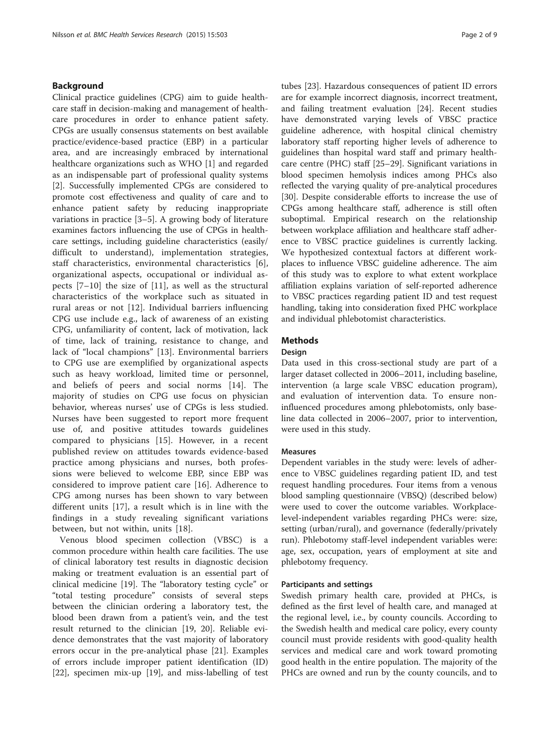## Background

Clinical practice guidelines (CPG) aim to guide healthcare staff in decision-making and management of healthcare procedures in order to enhance patient safety. CPGs are usually consensus statements on best available practice/evidence-based practice (EBP) in a particular area, and are increasingly embraced by international healthcare organizations such as WHO [1] and regarded as an indispensable part of professional quality systems [2]. Successfully implemented CPGs are considered to promote cost effectiveness and quality of care and to enhance patient safety by reducing inappropriate variations in practice [3–5]. A growing body of literature examines factors influencing the use of CPGs in healthcare settings, including guideline characteristics (easily/difficult to understand), implementation strategies, staff characteristics, environmental characteristics [6], organizational aspects, occupational or individual aspects [7–10] the size of [11], as well as the structural characteristics of the workplace such as situated in rural areas or not [12]. Individual barriers influencing CPG use include e.g., lack of awareness of an existing CPG, unfamiliarity of content, lack of motivation, lack of time, lack of training, resistance to change, and lack of "local champions" [13]. Environmental barriers to CPG use are exemplified by organizational aspects such as heavy workload, limited time or personnel, and beliefs of peers and social norms [14]. The majority of studies on CPG use focus on physician behavior, whereas nurses' use of CPGs is less studied. Nurses have been suggested to report more frequent use of, and positive attitudes towards guidelines compared to physicians [15]. However, in a recent published review on attitudes towards evidence-based practice among physicians and nurses, both professions were believed to welcome EBP, since EBP was considered to improve patient care [16]. Adherence to CPG among nurses has been shown to vary between different units [17], a result which is in line with the findings in a study revealing significant variations between, but not within, units [18].

Venous blood specimen collection (VBSC) is a common procedure within health care facilities. The use of clinical laboratory test results in diagnostic decision making or treatment evaluation is an essential part of clinical medicine [19]. The "laboratory testing cycle" or "total testing procedure" consists of several steps between the clinician ordering a laboratory test, the blood been drawn from a patient's vein, and the test result returned to the clinician [19, 20]. Reliable evidence demonstrates that the vast majority of laboratory errors occur in the pre-analytical phase [21]. Examples of errors include improper patient identification (ID) [22], specimen mix-up [19], and miss-labelling of test tubes [23]. Hazardous consequences of patient ID errors are for example incorrect diagnosis, incorrect treatment, and failing treatment evaluation [24]. Recent studies have demonstrated varying levels of VBSC practice guideline adherence, with hospital clinical chemistry laboratory staff reporting higher levels of adherence to guidelines than hospital ward staff and primary healthcare centre (PHC) staff [25–29]. Significant variations in blood specimen hemolysis indices among PHCs also reflected the varying quality of pre-analytical procedures [30]. Despite considerable efforts to increase the use of CPGs among healthcare staff, adherence is still often suboptimal. Empirical research on the relationship between workplace affiliation and healthcare staff adherence to VBSC practice guidelines is currently lacking. We hypothesized contextual factors at different workplaces to influence VBSC guideline adherence. The aim of this study was to explore to what extent workplace affiliation explains variation of self-reported adherence to VBSC practices regarding patient ID and test request handling, taking into consideration fixed PHC workplace and individual phlebotomist characteristics.

## Methods

### Design

Data used in this cross-sectional study are part of a larger dataset collected in 2006–2011, including baseline, intervention (a large scale VBSC education program), and evaluation of intervention data. To ensure non-influenced procedures among phlebotomists, only baseline data collected in 2006–2007, prior to intervention, were used in this study.

### Measures

Dependent variables in the study were: levels of adherence to VBSC guidelines regarding patient ID, and test request handling procedures. Four items from a venous blood sampling questionnaire (VBSQ) (described below) were used to cover the outcome variables. Workplace-level-independent variables regarding PHCs were: size, setting (urban/rural), and governance (federally/privately run). Phlebotomy staff-level independent variables were: age, sex, occupation, years of employment at site and phlebotomy frequency.

### Participants and settings

Swedish primary health care, provided at PHCs, is defined as the first level of health care, and managed at the regional level, i.e., by county councils. According to the Swedish health and medical care policy, every county council must provide residents with good-quality health services and medical care and work toward promoting good health in the entire population. The majority of the PHCs are owned and run by the county councils, and to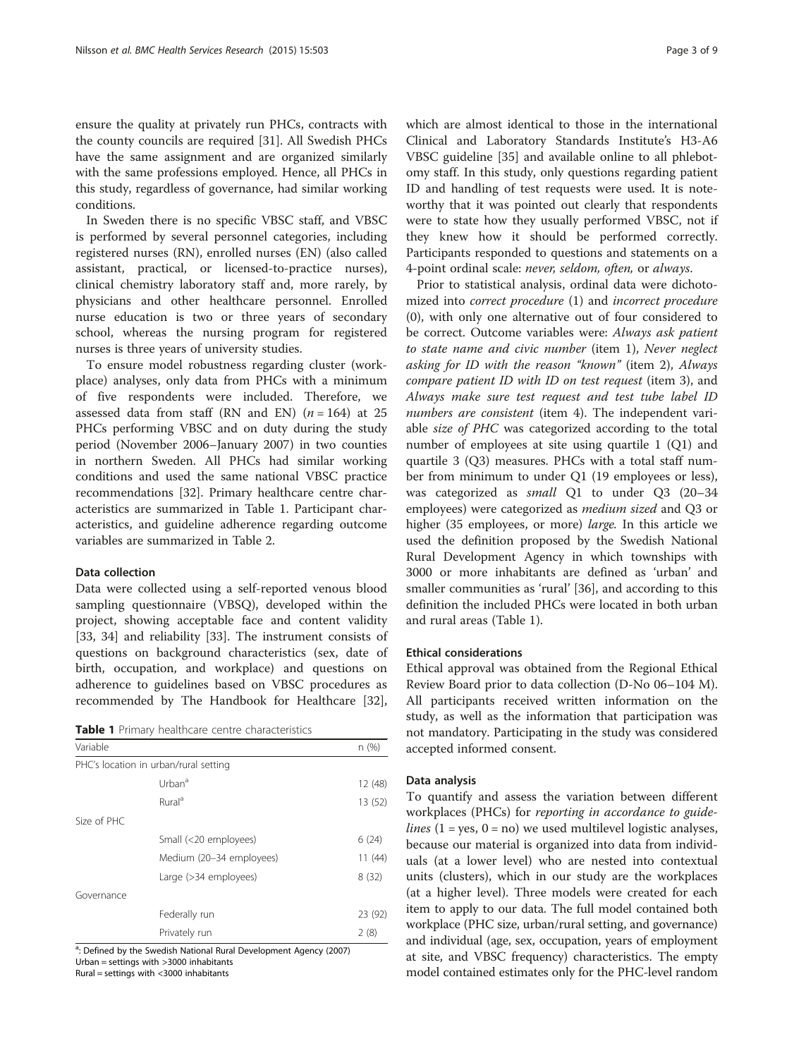ensure the quality at privately run PHCs, contracts with the county councils are required [31]. All Swedish PHCs have the same assignment and are organized similarly with the same professions employed. Hence, all PHCs in this study, regardless of governance, had similar working conditions.

In Sweden there is no specific VBSC staff, and VBSC is performed by several personnel categories, including registered nurses (RN), enrolled nurses (EN) (also called assistant, practical, or licensed-to-practice nurses), clinical chemistry laboratory staff and, more rarely, by physicians and other healthcare personnel. Enrolled nurse education is two or three years of secondary school, whereas the nursing program for registered nurses is three years of university studies.

To ensure model robustness regarding cluster (workplace) analyses, only data from PHCs with a minimum of five respondents were included. Therefore, we assessed data from staff (RN and EN) ($n = 164$) at 25 PHCs performing VBSC and on duty during the study period (November 2006–January 2007) in two counties in northern Sweden. All PHCs had similar working conditions and used the same national VBSC practice recommendations [32]. Primary healthcare centre characteristics are summarized in Table 1. Participant characteristics, and guideline adherence regarding outcome variables are summarized in Table 2.

### Data collection

Data were collected using a self-reported venous blood sampling questionnaire (VBSQ), developed within the project, showing acceptable face and content validity [33, 34] and reliability [33]. The instrument consists of questions on background characteristics (sex, date of birth, occupation, and workplace) and questions on adherence to guidelines based on VBSC procedures as recommended by The Handbook for Healthcare [32], which are almost identical to those in the international Clinical and Laboratory Standards Institute's H3-A6 VBSC guideline [35] and available online to all phlebotomy staff. In this study, only questions regarding patient ID and handling of test requests were used. It is noteworthy that it was pointed out clearly that respondents were to state how they usually performed VBSC, not if they knew how it should be performed correctly. Participants responded to questions and statements on a 4-point ordinal scale: *never, seldom, often,* or *always*.

**Table 1** Primary healthcare centre characteristics

| Variable | | n (%) |
|---|---|---|
| PHC's location in urban/rural setting | | |
| | Urban[a] | 12 (48) |
| | Rural[a] | 13 (52) |
| Size of PHC | | |
| | Small (<20 employees) | 6 (24) |
| | Medium (20–34 employees) | 11 (44) |
| | Large (>34 employees) | 8 (32) |
| Governance | | |
| | Federally run | 23 (92) |
| | Privately run | 2 (8) |

[a]: Defined by the Swedish National Rural Development Agency (2007)
Urban = settings with >3000 inhabitants
Rural = settings with <3000 inhabitants

Prior to statistical analysis, ordinal data were dichotomized into *correct procedure* (1) and *incorrect procedure* (0), with only one alternative out of four considered to be correct. Outcome variables were: *Always ask patient to state name and civic number* (item 1), *Never neglect asking for ID with the reason "known"* (item 2), *Always compare patient ID with ID on test request* (item 3), and *Always make sure test request and test tube label ID numbers are consistent* (item 4). The independent variable *size of PHC* was categorized according to the total number of employees at site using quartile 1 (Q1) and quartile 3 (Q3) measures. PHCs with a total staff number from minimum to under Q1 (19 employees or less), was categorized as *small* Q1 to under Q3 (20–34 employees) were categorized as *medium sized* and Q3 or higher (35 employees, or more) *large*. In this article we used the definition proposed by the Swedish National Rural Development Agency in which townships with 3000 or more inhabitants are defined as 'urban' and smaller communities as 'rural' [36], and according to this definition the included PHCs were located in both urban and rural areas (Table 1).

### Ethical considerations

Ethical approval was obtained from the Regional Ethical Review Board prior to data collection (D-No 06–104 M). All participants received written information on the study, as well as the information that participation was not mandatory. Participating in the study was considered accepted informed consent.

### Data analysis

To quantify and assess the variation between different workplaces (PHCs) for *reporting in accordance to guidelines* (1 = yes, 0 = no) we used multilevel logistic analyses, because our material is organized into data from individuals (at a lower level) who are nested into contextual units (clusters), which in our study are the workplaces (at a higher level). Three models were created for each item to apply to our data. The full model contained both workplace (PHC size, urban/rural setting, and governance) and individual (age, sex, occupation, years of employment at site, and VBSC frequency) characteristics. The empty model contained estimates only for the PHC-level random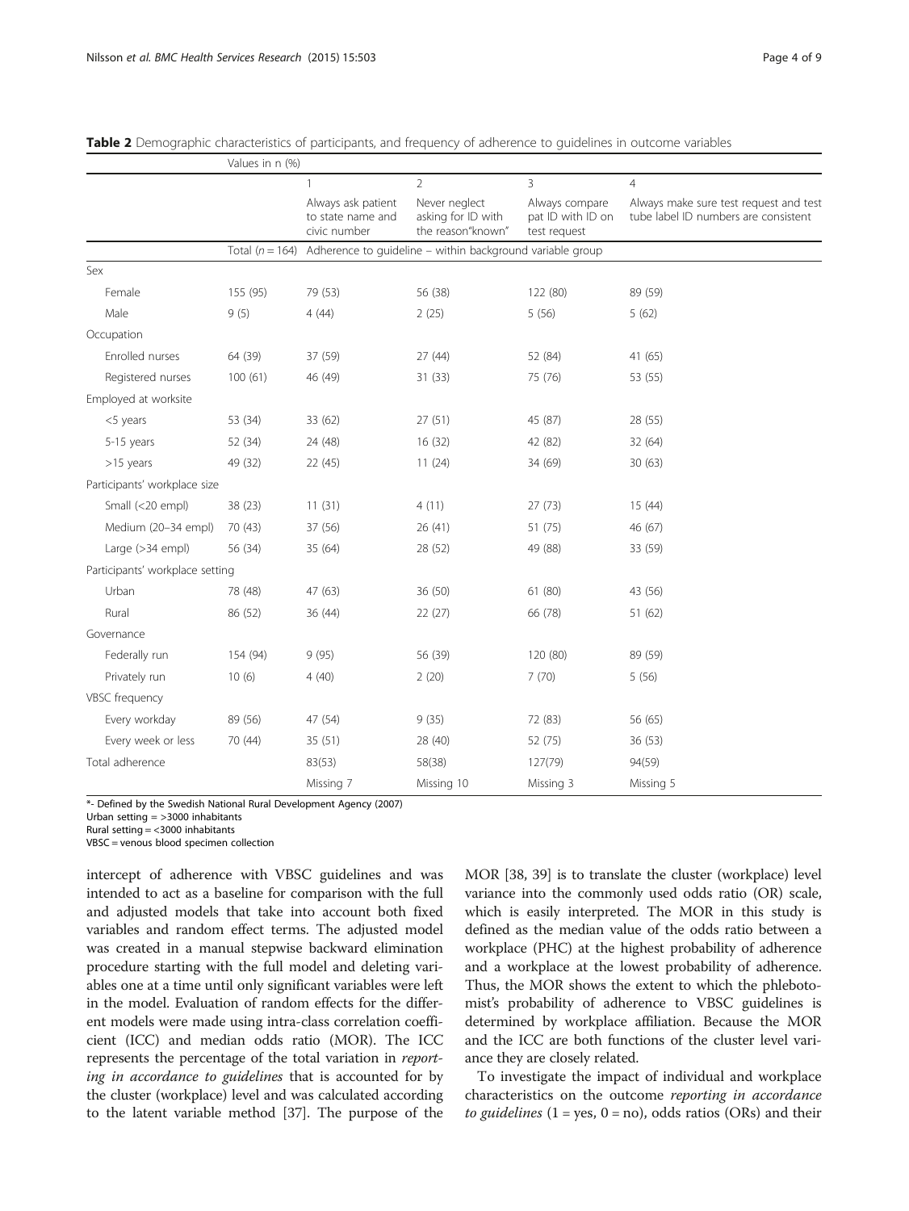**Table 2** Demographic characteristics of participants, and frequency of adherence to guidelines in outcome variables

| | Values in n (%) | | | | |
|---|---|---|---|---|---|
| | | 1 | 2 | 3 | 4 |
| | | Always ask patient to state name and civic number | Never neglect asking for ID with the reason"known" | Always compare pat ID with ID on test request | Always make sure test request and test tube label ID numbers are consistent |
| | Total ($n = 164$) | Adherence to guideline – within background variable group | | | |
| Sex | | | | | |
| Female | 155 (95) | 79 (53) | 56 (38) | 122 (80) | 89 (59) |
| Male | 9 (5) | 4 (44) | 2 (25) | 5 (56) | 5 (62) |
| Occupation | | | | | |
| Enrolled nurses | 64 (39) | 37 (59) | 27 (44) | 52 (84) | 41 (65) |
| Registered nurses | 100 (61) | 46 (49) | 31 (33) | 75 (76) | 53 (55) |
| Employed at worksite | | | | | |
| <5 years | 53 (34) | 33 (62) | 27 (51) | 45 (87) | 28 (55) |
| 5-15 years | 52 (34) | 24 (48) | 16 (32) | 42 (82) | 32 (64) |
| >15 years | 49 (32) | 22 (45) | 11 (24) | 34 (69) | 30 (63) |
| Participants' workplace size | | | | | |
| Small (<20 empl) | 38 (23) | 11 (31) | 4 (11) | 27 (73) | 15 (44) |
| Medium (20–34 empl) | 70 (43) | 37 (56) | 26 (41) | 51 (75) | 46 (67) |
| Large (>34 empl) | 56 (34) | 35 (64) | 28 (52) | 49 (88) | 33 (59) |
| Participants' workplace setting | | | | | |
| Urban | 78 (48) | 47 (63) | 36 (50) | 61 (80) | 43 (56) |
| Rural | 86 (52) | 36 (44) | 22 (27) | 66 (78) | 51 (62) |
| Governance | | | | | |
| Federally run | 154 (94) | 9 (95) | 56 (39) | 120 (80) | 89 (59) |
| Privately run | 10 (6) | 4 (40) | 2 (20) | 7 (70) | 5 (56) |
| VBSC frequency | | | | | |
| Every workday | 89 (56) | 47 (54) | 9 (35) | 72 (83) | 56 (65) |
| Every week or less | 70 (44) | 35 (51) | 28 (40) | 52 (75) | 36 (53) |
| Total adherence | | 83(53) | 58(38) | 127(79) | 94(59) |
| | | Missing 7 | Missing 10 | Missing 3 | Missing 5 |

*- Defined by the Swedish National Rural Development Agency (2007)
Urban setting = >3000 inhabitants
Rural setting = <3000 inhabitants
VBSC = venous blood specimen collection

intercept of adherence with VBSC guidelines and was intended to act as a baseline for comparison with the full and adjusted models that take into account both fixed variables and random effect terms. The adjusted model was created in a manual stepwise backward elimination procedure starting with the full model and deleting variables one at a time until only significant variables were left in the model. Evaluation of random effects for the different models were made using intra-class correlation coefficient (ICC) and median odds ratio (MOR). The ICC represents the percentage of the total variation in *reporting in accordance to guidelines* that is accounted for by the cluster (workplace) level and was calculated according to the latent variable method [37]. The purpose of the MOR [38, 39] is to translate the cluster (workplace) level variance into the commonly used odds ratio (OR) scale, which is easily interpreted. The MOR in this study is defined as the median value of the odds ratio between a workplace (PHC) at the highest probability of adherence and a workplace at the lowest probability of adherence. Thus, the MOR shows the extent to which the phlebotomist's probability of adherence to VBSC guidelines is determined by workplace affiliation. Because the MOR and the ICC are both functions of the cluster level variance they are closely related.

To investigate the impact of individual and workplace characteristics on the outcome *reporting in accordance to guidelines* (1 = yes, 0 = no), odds ratios (ORs) and their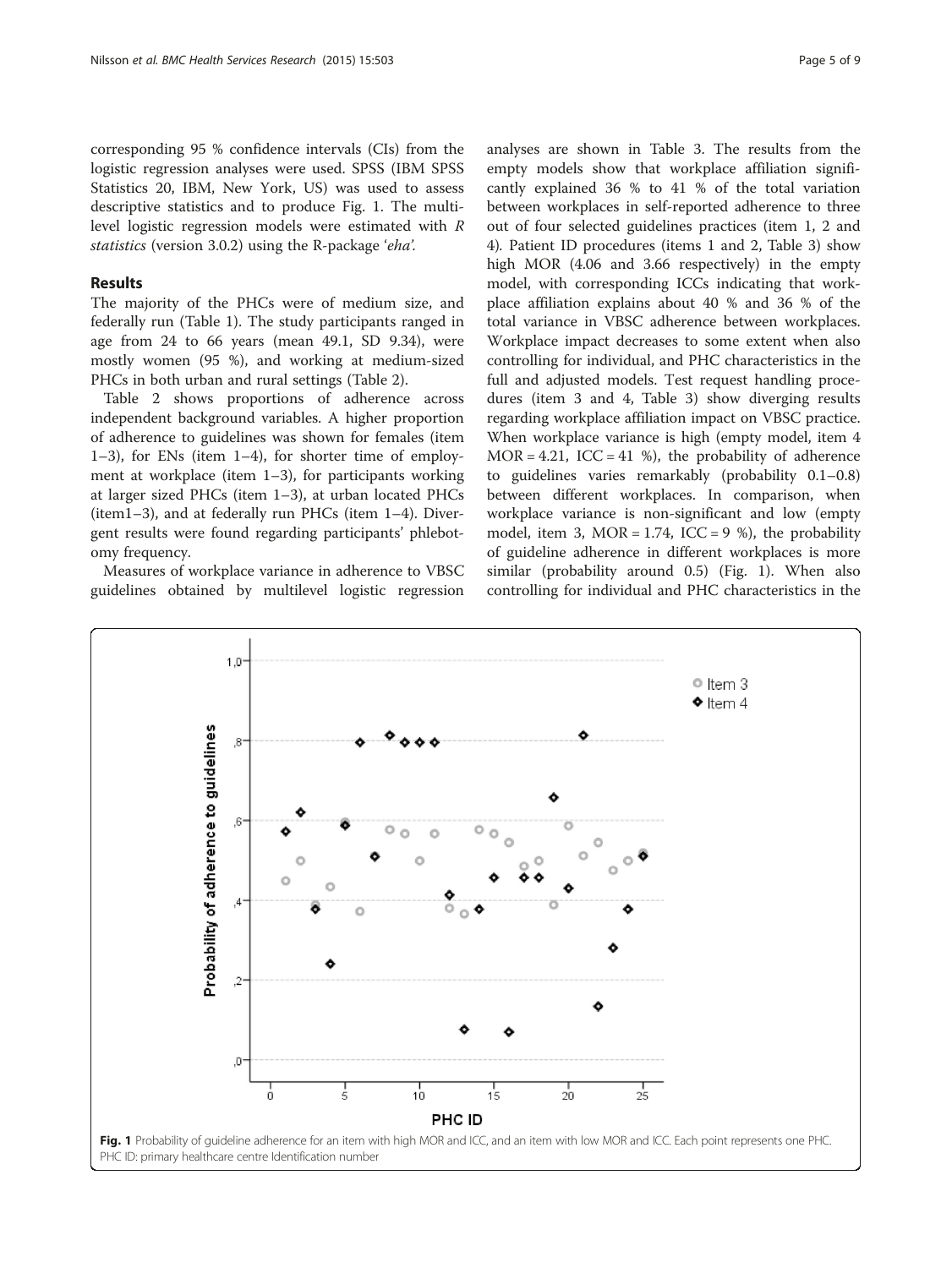corresponding 95 % confidence intervals (CIs) from the logistic regression analyses were used. SPSS (IBM SPSS Statistics 20, IBM, New York, US) was used to assess descriptive statistics and to produce Fig. 1. The multilevel logistic regression models were estimated with *R statistics* (version 3.0.2) using the R-package '*eha*'.

## Results

The majority of the PHCs were of medium size, and federally run (Table 1). The study participants ranged in age from 24 to 66 years (mean 49.1, SD 9.34), were mostly women (95 %), and working at medium-sized PHCs in both urban and rural settings (Table 2).

Table 2 shows proportions of adherence across independent background variables. A higher proportion of adherence to guidelines was shown for females (item 1–3), for ENs (item 1–4), for shorter time of employment at workplace (item 1–3), for participants working at larger sized PHCs (item 1–3), at urban located PHCs (item1–3), and at federally run PHCs (item 1–4). Divergent results were found regarding participants' phlebotomy frequency.

Measures of workplace variance in adherence to VBSC guidelines obtained by multilevel logistic regression analyses are shown in Table 3. The results from the empty models show that workplace affiliation significantly explained 36 % to 41 % of the total variation between workplaces in self-reported adherence to three out of four selected guidelines practices (item 1, 2 and 4). Patient ID procedures (items 1 and 2, Table 3) show high MOR (4.06 and 3.66 respectively) in the empty model, with corresponding ICCs indicating that workplace affiliation explains about 40 % and 36 % of the total variance in VBSC adherence between workplaces. Workplace impact decreases to some extent when also controlling for individual, and PHC characteristics in the full and adjusted models. Test request handling procedures (item 3 and 4, Table 3) show diverging results regarding workplace affiliation impact on VBSC practice. When workplace variance is high (empty model, item 4 MOR = 4.21, ICC = 41 %), the probability of adherence to guidelines varies remarkably (probability 0.1–0.8) between different workplaces. In comparison, when workplace variance is non-significant and low (empty model, item 3, MOR = 1.74, ICC = 9 %), the probability of guideline adherence in different workplaces is more similar (probability around 0.5) (Fig. 1). When also controlling for individual and PHC characteristics in the

**Fig. 1** Probability of guideline adherence for an item with high MOR and ICC, and an item with low MOR and ICC. Each point represents one PHC. PHC ID: primary healthcare centre Identification number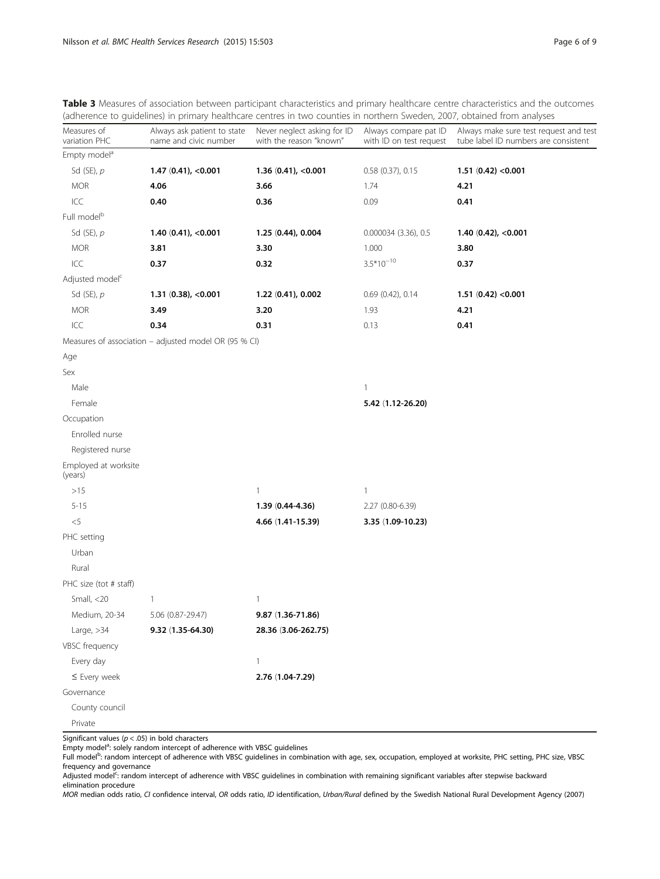**Table 3** Measures of association between participant characteristics and primary healthcare centre characteristics and the outcomes (adherence to guidelines) in primary healthcare centres in two counties in northern Sweden, 2007, obtained from analyses

| Measures of variation PHC | Always ask patient to state name and civic number | Never neglect asking for ID with the reason "known" | Always compare pat ID with ID on test request | Always make sure test request and test tube label ID numbers are consistent |
|---|---|---|---|---|
| Empty model[a] | | | | |
| Sd (SE), *p* | **1.47 (0.41), <0.001** | **1.36 (0.41), <0.001** | 0.58 (0.37), 0.15 | **1.51 (0.42) <0.001** |
| MOR | **4.06** | **3.66** | 1.74 | **4.21** |
| ICC | **0.40** | **0.36** | 0.09 | **0.41** |
| Full model[b] | | | | |
| Sd (SE), *p* | **1.40 (0.41), <0.001** | **1.25 (0.44), 0.004** | 0.000034 (3.36), 0.5 | **1.40 (0.42), <0.001** |
| MOR | **3.81** | **3.30** | 1.000 | **3.80** |
| ICC | **0.37** | **0.32** | $3.5*10^{-10}$ | **0.37** |
| Adjusted model[c] | | | | |
| Sd (SE), *p* | **1.31 (0.38), <0.001** | **1.22 (0.41), 0.002** | 0.69 (0.42), 0.14 | **1.51 (0.42) <0.001** |
| MOR | **3.49** | **3.20** | 1.93 | **4.21** |
| ICC | **0.34** | **0.31** | 0.13 | **0.41** |
| Measures of association – adjusted model OR (95 % CI) | | | | |
| Age | | | | |
| Sex | | | | |
| Male | | | 1 | |
| Female | | | **5.42 (1.12-26.20)** | |
| Occupation | | | | |
| Enrolled nurse | | | | |
| Registered nurse | | | | |
| Employed at worksite (years) | | | | |
| >15 | | 1 | 1 | |
| 5-15 | | **1.39 (0.44-4.36)** | 2.27 (0.80-6.39) | |
| <5 | | **4.66 (1.41-15.39)** | **3.35 (1.09-10.23)** | |
| PHC setting | | | | |
| Urban | | | | |
| Rural | | | | |
| PHC size (tot # staff) | | | | |
| Small, <20 | 1 | 1 | | |
| Medium, 20-34 | 5.06 (0.87-29.47) | **9.87 (1.36-71.86)** | | |
| Large, >34 | **9.32 (1.35-64.30)** | **28.36 (3.06-262.75)** | | |
| VBSC frequency | | | | |
| Every day | | 1 | | |
| ≤ Every week | | **2.76 (1.04-7.29)** | | |
| Governance | | | | |
| County council | | | | |
| Private | | | | |

Significant values ($p < .05$) in bold characters

Empty model[a]: solely random intercept of adherence with VBSC guidelines

Full model[b]: random intercept of adherence with VBSC guidelines in combination with age, sex, occupation, employed at worksite, PHC setting, PHC size, VBSC frequency and governance

Adjusted model[c]: random intercept of adherence with VBSC guidelines in combination with remaining significant variables after stepwise backward elimination procedure

*MOR* median odds ratio, *CI* confidence interval, *OR* odds ratio, *ID* identification, *Urban/Rural* defined by the Swedish National Rural Development Agency (2007)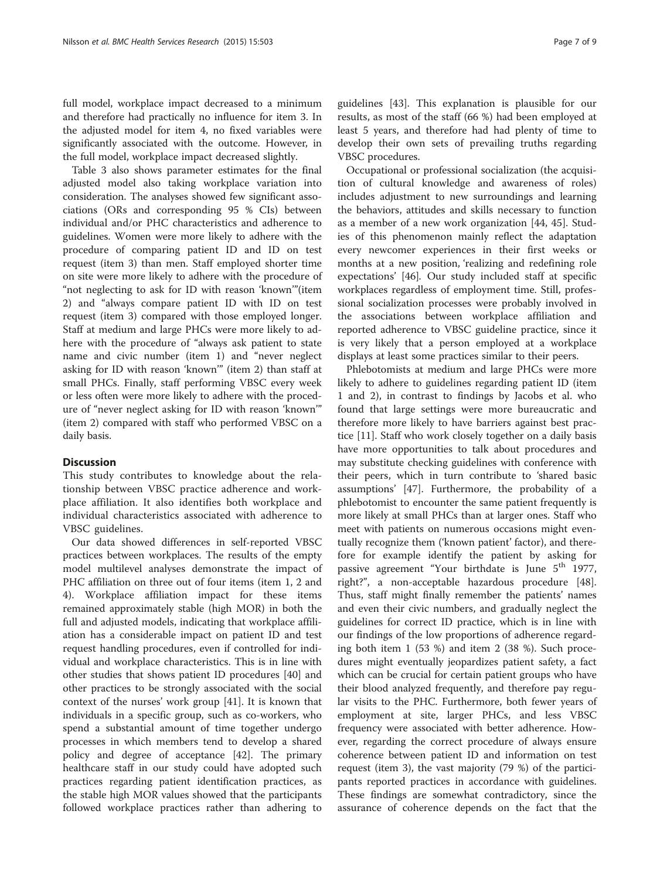full model, workplace impact decreased to a minimum and therefore had practically no influence for item 3. In the adjusted model for item 4, no fixed variables were significantly associated with the outcome. However, in the full model, workplace impact decreased slightly.

Table 3 also shows parameter estimates for the final adjusted model also taking workplace variation into consideration. The analyses showed few significant associations (ORs and corresponding 95 % CIs) between individual and/or PHC characteristics and adherence to guidelines. Women were more likely to adhere with the procedure of comparing patient ID and ID on test request (item 3) than men. Staff employed shorter time on site were more likely to adhere with the procedure of "not neglecting to ask for ID with reason 'known'"(item 2) and "always compare patient ID with ID on test request (item 3) compared with those employed longer. Staff at medium and large PHCs were more likely to adhere with the procedure of "always ask patient to state name and civic number (item 1) and "never neglect asking for ID with reason 'known'" (item 2) than staff at small PHCs. Finally, staff performing VBSC every week or less often were more likely to adhere with the procedure of "never neglect asking for ID with reason 'known'" (item 2) compared with staff who performed VBSC on a daily basis.

## Discussion

This study contributes to knowledge about the relationship between VBSC practice adherence and workplace affiliation. It also identifies both workplace and individual characteristics associated with adherence to VBSC guidelines.

Our data showed differences in self-reported VBSC practices between workplaces. The results of the empty model multilevel analyses demonstrate the impact of PHC affiliation on three out of four items (item 1, 2 and 4). Workplace affiliation impact for these items remained approximately stable (high MOR) in both the full and adjusted models, indicating that workplace affiliation has a considerable impact on patient ID and test request handling procedures, even if controlled for individual and workplace characteristics. This is in line with other studies that shows patient ID procedures [40] and other practices to be strongly associated with the social context of the nurses' work group [41]. It is known that individuals in a specific group, such as co-workers, who spend a substantial amount of time together undergo processes in which members tend to develop a shared policy and degree of acceptance [42]. The primary healthcare staff in our study could have adopted such practices regarding patient identification practices, as the stable high MOR values showed that the participants followed workplace practices rather than adhering to guidelines [43]. This explanation is plausible for our results, as most of the staff (66 %) had been employed at least 5 years, and therefore had had plenty of time to develop their own sets of prevailing truths regarding VBSC procedures.

Occupational or professional socialization (the acquisition of cultural knowledge and awareness of roles) includes adjustment to new surroundings and learning the behaviors, attitudes and skills necessary to function as a member of a new work organization [44, 45]. Studies of this phenomenon mainly reflect the adaptation every newcomer experiences in their first weeks or months at a new position, 'realizing and redefining role expectations' [46]. Our study included staff at specific workplaces regardless of employment time. Still, professional socialization processes were probably involved in the associations between workplace affiliation and reported adherence to VBSC guideline practice, since it is very likely that a person employed at a workplace displays at least some practices similar to their peers.

Phlebotomists at medium and large PHCs were more likely to adhere to guidelines regarding patient ID (item 1 and 2), in contrast to findings by Jacobs et al. who found that large settings were more bureaucratic and therefore more likely to have barriers against best practice [11]. Staff who work closely together on a daily basis have more opportunities to talk about procedures and may substitute checking guidelines with conference with their peers, which in turn contribute to 'shared basic assumptions' [47]. Furthermore, the probability of a phlebotomist to encounter the same patient frequently is more likely at small PHCs than at larger ones. Staff who meet with patients on numerous occasions might eventually recognize them ('known patient' factor), and therefore for example identify the patient by asking for passive agreement "Your birthdate is June 5th 1977, right?", a non-acceptable hazardous procedure [48]. Thus, staff might finally remember the patients' names and even their civic numbers, and gradually neglect the guidelines for correct ID practice, which is in line with our findings of the low proportions of adherence regarding both item 1 (53 %) and item 2 (38 %). Such procedures might eventually jeopardizes patient safety, a fact which can be crucial for certain patient groups who have their blood analyzed frequently, and therefore pay regular visits to the PHC. Furthermore, both fewer years of employment at site, larger PHCs, and less VBSC frequency were associated with better adherence. However, regarding the correct procedure of always ensure coherence between patient ID and information on test request (item 3), the vast majority (79 %) of the participants reported practices in accordance with guidelines. These findings are somewhat contradictory, since the assurance of coherence depends on the fact that the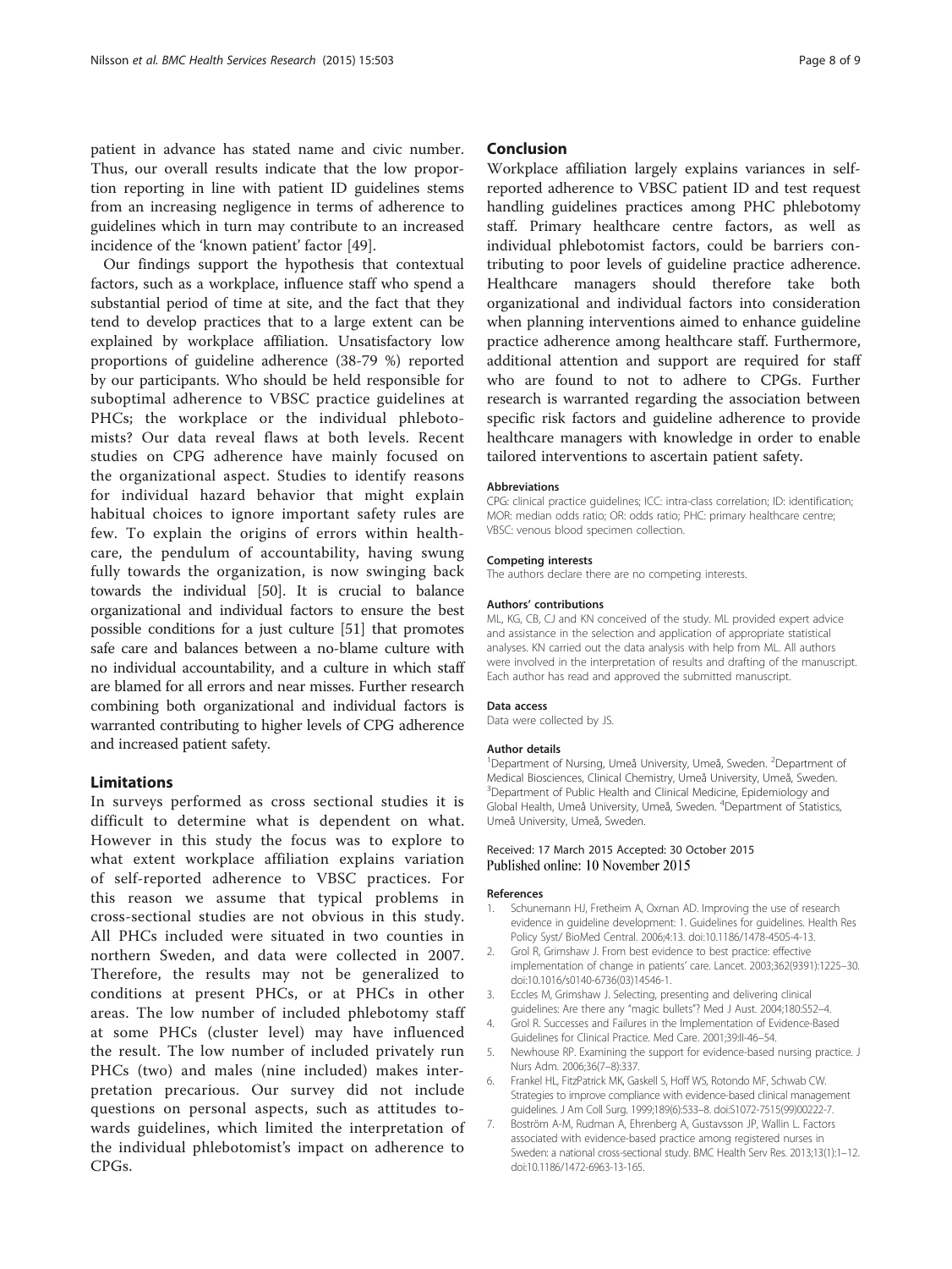patient in advance has stated name and civic number. Thus, our overall results indicate that the low proportion reporting in line with patient ID guidelines stems from an increasing negligence in terms of adherence to guidelines which in turn may contribute to an increased incidence of the 'known patient' factor [49].

Our findings support the hypothesis that contextual factors, such as a workplace, influence staff who spend a substantial period of time at site, and the fact that they tend to develop practices that to a large extent can be explained by workplace affiliation. Unsatisfactory low proportions of guideline adherence (38-79 %) reported by our participants. Who should be held responsible for suboptimal adherence to VBSC practice guidelines at PHCs; the workplace or the individual phlebotomists? Our data reveal flaws at both levels. Recent studies on CPG adherence have mainly focused on the organizational aspect. Studies to identify reasons for individual hazard behavior that might explain habitual choices to ignore important safety rules are few. To explain the origins of errors within healthcare, the pendulum of accountability, having swung fully towards the organization, is now swinging back towards the individual [50]. It is crucial to balance organizational and individual factors to ensure the best possible conditions for a just culture [51] that promotes safe care and balances between a no-blame culture with no individual accountability, and a culture in which staff are blamed for all errors and near misses. Further research combining both organizational and individual factors is warranted contributing to higher levels of CPG adherence and increased patient safety.

## Limitations

In surveys performed as cross sectional studies it is difficult to determine what is dependent on what. However in this study the focus was to explore to what extent workplace affiliation explains variation of self-reported adherence to VBSC practices. For this reason we assume that typical problems in cross-sectional studies are not obvious in this study. All PHCs included were situated in two counties in northern Sweden, and data were collected in 2007. Therefore, the results may not be generalized to conditions at present PHCs, or at PHCs in other areas. The low number of included phlebotomy staff at some PHCs (cluster level) may have influenced the result. The low number of included privately run PHCs (two) and males (nine included) makes interpretation precarious. Our survey did not include questions on personal aspects, such as attitudes towards guidelines, which limited the interpretation of the individual phlebotomist's impact on adherence to CPGs.

## Conclusion

Workplace affiliation largely explains variances in self-reported adherence to VBSC patient ID and test request handling guidelines practices among PHC phlebotomy staff. Primary healthcare centre factors, as well as individual phlebotomist factors, could be barriers contributing to poor levels of guideline practice adherence. Healthcare managers should therefore take both organizational and individual factors into consideration when planning interventions aimed to enhance guideline practice adherence among healthcare staff. Furthermore, additional attention and support are required for staff who are found to not to adhere to CPGs. Further research is warranted regarding the association between specific risk factors and guideline adherence to provide healthcare managers with knowledge in order to enable tailored interventions to ascertain patient safety.

#### Abbreviations

CPG: clinical practice guidelines; ICC: intra-class correlation; ID: identification; MOR: median odds ratio; OR: odds ratio; PHC: primary healthcare centre; VBSC: venous blood specimen collection.

#### Competing interests

The authors declare there are no competing interests.

#### Authors' contributions

ML, KG, CB, CJ and KN conceived of the study. ML provided expert advice and assistance in the selection and application of appropriate statistical analyses. KN carried out the data analysis with help from ML. All authors were involved in the interpretation of results and drafting of the manuscript. Each author has read and approved the submitted manuscript.

#### Data access

Data were collected by JS.

#### Author details

[1]Department of Nursing, Umeå University, Umeå, Sweden. [2]Department of Medical Biosciences, Clinical Chemistry, Umeå University, Umeå, Sweden. [3]Department of Public Health and Clinical Medicine, Epidemiology and Global Health, Umeå University, Umeå, Sweden. [4]Department of Statistics, Umeå University, Umeå, Sweden.

Received: 17 March 2015 Accepted: 30 October 2015
Published online: 10 November 2015

#### References

1. Schunemann HJ, Fretheim A, Oxman AD. Improving the use of research evidence in guideline development: 1. Guidelines for guidelines. Health Res Policy Syst/ BioMed Central. 2006;4:13. doi:10.1186/1478-4505-4-13.
2. Grol R, Grimshaw J. From best evidence to best practice: effective implementation of change in patients' care. Lancet. 2003;362(9391):1225–30. doi:10.1016/s0140-6736(03)14546-1.
3. Eccles M, Grimshaw J. Selecting, presenting and delivering clinical guidelines: Are there any "magic bullets"? Med J Aust. 2004;180:S52–4.
4. Grol R. Successes and Failures in the Implementation of Evidence-Based Guidelines for Clinical Practice. Med Care. 2001;39:II-46–54.
5. Newhouse RP. Examining the support for evidence-based nursing practice. J Nurs Adm. 2006;36(7–8):337.
6. Frankel HL, FitzPatrick MK, Gaskell S, Hoff WS, Rotondo MF, Schwab CW. Strategies to improve compliance with evidence-based clinical management guidelines. J Am Coll Surg. 1999;189(6):533–8. doi:S1072-7515(99)00222-7.
7. Boström A-M, Rudman A, Ehrenberg A, Gustavsson JP, Wallin L. Factors associated with evidence-based practice among registered nurses in Sweden: a national cross-sectional study. BMC Health Serv Res. 2013;13(1):1–12. doi:10.1186/1472-6963-13-165.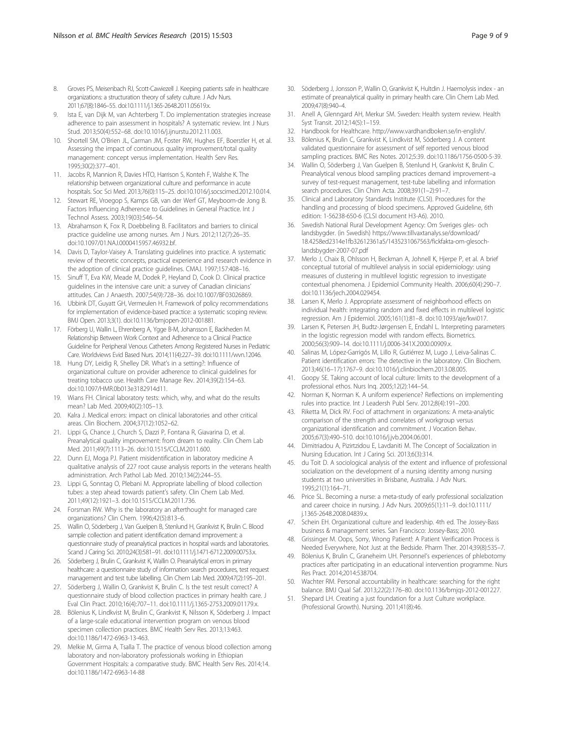8. Groves PS, Meisenbach RJ, Scott-Cawiezell J. Keeping patients safe in healthcare organizations: a structuration theory of safety culture. J Adv Nurs. 2011;67(8):1846–55. doi:10.1111/j.1365-2648.2011.05619.x.
9. Ista E, van Dijk M, van Achterberg T. Do implementation strategies increase adherence to pain assessment in hospitals? A systematic review. Int J Nurs Stud. 2013;50(4):552–68. doi:10.1016/j.ijnurstu.2012.11.003.
10. Shortell SM, O'Brien JL, Carman JM, Foster RW, Hughes EF, Boerstler H, et al. Assessing the impact of continuous quality improvement/total quality management: concept versus implementation. Health Serv Res. 1995;30(2):377–401.
11. Jacobs R, Mannion R, Davies HTO, Harrison S, Konteh F, Walshe K. The relationship between organizational culture and performance in acute hospitals. Soc Sci Med. 2013;76(0):115–25. doi:10.1016/j.socscimed.2012.10.014.
12. Stewart RE, Vroegop S, Kamps GB, van der Werf GT, Meyboom-de Jong B. Factors Influencing Adherence to Guidelines in General Practice. Int J Technol Assess. 2003;19(03):546–54.
13. Abrahamson K, Fox R, Doebbeling B. Facilitators and barriers to clinical practice guideline use among nurses. Am J Nurs. 2012;112(7):26–35. doi:10.1097/01.NAJ.0000415957.46932.bf.
14. Davis D, Taylor-Vaisey A. Translating guidelines into practice. A systematic review of theoretic concepts, practical experience and research evidence in the adoption of clinical practice guidelines. CMAJ. 1997;157:408–16.
15. Sinuff T, Eva KW, Meade M, Dodek P, Heyland D, Cook D. Clinical practice guidelines in the intensive care unit: a survey of Canadian clinicians' attitudes. Can J Anaesth. 2007;54(9):728–36. doi:10.1007/BF03026869.
16. Ubbink DT, Guyatt GH, Vermeulen H. Framework of policy recommendations for implementation of evidence-based practice: a systematic scoping review. BMJ Open. 2013;3(1). doi:10.1136/bmjopen-2012-001881.
17. Förberg U, Wallin L, Ehrenberg A, Ygge B-M, Johansson E, Backheden M. Relationship Between Work Context and Adherence to a Clinical Practice Guideline for Peripheral Venous Catheters Among Registered Nurses in Pediatric Care. Worldviews Evid Based Nurs. 2014;11(4):227–39. doi:10.1111/wvn.12046.
18. Hung DY, Leidig R, Shelley DR. What's in a setting?: Influence of organizational culture on provider adherence to clinical guidelines for treating tobacco use. Health Care Manage Rev. 2014;39(2):154–63. doi:10.1097/HMR.0b013e3182914d11.
19. Wians FH. Clinical laboratory tests: which, why, and what do the results mean? Lab Med. 2009;40(2):105–13.
20. Kalra J. Medical errors: impact on clinical laboratories and other critical areas. Clin Biochem. 2004;37(12):1052–62.
21. Lippi G, Chance J, Church S, Dazzi P, Fontana R, Giavarina D, et al. Preanalytical quality improvement: from dream to reality. Clin Chem Lab Med. 2011;49(7):1113–26. doi:10.1515/CCLM.2011.600.
22. Dunn EJ, Moga PJ. Patient misidentification in laboratory medicine A qualitative analysis of 227 root cause analysis reports in the veterans health administration. Arch Pathol Lab Med. 2010;134(2):244–55.
23. Lippi G, Sonntag O, Plebani M. Appropriate labelling of blood collection tubes: a step ahead towards patient's safety. Clin Chem Lab Med. 2011;49(12):1921–3. doi:10.1515/CCLM.2011.736.
24. Forsman RW. Why is the laboratory an afterthought for managed care organizations? Clin Chem. 1996;42(5):813–6.
25. Wallin O, Söderberg J, Van Guelpen B, Stenlund H, Grankvist K, Brulin C. Blood sample collection and patient identification demand improvement: a questionnaire study of preanalytical practices in hospital wards and laboratories. Scand J Caring Sci. 2010;24(3):581–91. doi:10.1111/j.1471-6712.2009.00753.x.
26. Söderberg J, Brulin C, Grankvist K, Wallin O. Preanalytical errors in primary healthcare: a questionnaire study of information search procedures, test request management and test tube labelling. Clin Chem Lab Med. 2009;47(2):195–201.
27. Söderberg J, Wallin O, Grankvist K, Brulin C. Is the test result correct? A questionnaire study of blood collection practices in primary health care. J Eval Clin Pract. 2010;16(4):707–11. doi:10.1111/j.1365-2753.2009.01179.x.
28. Bölenius K, Lindkvist M, Brulin C, Grankvist K, Nilsson K, Söderberg J. Impact of a large-scale educational intervention program on venous blood specimen collection practices. BMC Health Serv Res. 2013;13:463. doi:10.1186/1472-6963-13-463.
29. Melkie M, Girma A, Tsalla T. The practice of venous blood collection among laboratory and non-laboratory professionals working in Ethiopian Government Hospitals: a comparative study. BMC Health Serv Res. 2014;14. doi:10.1186/1472-6963-14-88
30. Söderberg J, Jonsson P, Wallin O, Grankvist K, Hultdin J. Haemolysis index - an estimate of preanalytical quality in primary health care. Clin Chem Lab Med. 2009;47(8):940–4.
31. Anell A, Glenngard AH, Merkur SM. Sweden: Health system review. Health Syst Transit. 2012;14(5):1–159.
32. Handbook for Healthcare. http://www.vardhandboken.se/in-english/.
33. Bölenius K, Brulin C, Grankvist K, Lindkvist M, Söderberg J. A content validated questionnaire for assessment of self reported venous blood sampling practices. BMC Res Notes. 2012;5:39. doi:10.1186/1756-0500-5-39.
34. Wallin O, Söderberg J, Van Guelpen B, Stenlund H, Grankvist K, Brulin C. Preanalytical venous blood sampling practices demand improvement–a survey of test-request management, test-tube labelling and information search procedures. Clin Chim Acta. 2008;391(1–2):91–7.
35. Clinical and Laboratory Standards Institute (CLSI). Procedures for the handling and processing of blood specimens. Approved Guideline, 6th edition: 1-56238-650-6 (CLSI document H3-A6). 2010.
36. Swedish National Rural Development Agency: Om Sveriges gles- och landsbygder. (in Swedish) https://www.tillvaxtanalys.se/download/18.4258ed2314e1fb32612361a5/1435231067563/fickfakta-om-glesoch-landsbygder-2007-07.pdf
37. Merlo J, Chaix B, Ohlsson H, Beckman A, Johnell K, Hjerpe P, et al. A brief conceptual tutorial of multilevel analysis in social epidemiology: using measures of clustering in multilevel logistic regression to investigate contextual phenomena. J Epidemiol Community Health. 2006;60(4):290–7. doi:10.1136/jech.2004.029454.
38. Larsen K, Merlo J. Appropriate assessment of neighborhood effects on individual health: integrating random and fixed effects in multilevel logistic regression. Am J Epidemiol. 2005;161(1):81–8. doi:10.1093/aje/kwi017.
39. Larsen K, Petersen JH, Budtz-Jørgensen E, Endahl L. Interpreting parameters in the logistic regression model with random effects. Biometrics. 2000;56(3):909–14. doi:10.1111/j.0006-341X.2000.00909.x.
40. Salinas M, López-Garrigós M, Lillo R, Gutiérrez M, Lugo J, Leiva-Salinas C. Patient identification errors: The detective in the laboratory. Clin Biochem. 2013;46(16–17):1767–9. doi:10.1016/j.clinbiochem.2013.08.005.
41. Goopy SE. Taking account of local culture: limits to the development of a professional ethos. Nurs Inq. 2005;12(2):144–54.
42. Norman K, Norman K. A uniform experience? Reflections on implementing rules into practice. Int J Leadersh Publ Serv. 2012;8(4):191–200.
43. Riketta M, Dick RV. Foci of attachment in organizations: A meta-analytic comparison of the strength and correlates of workgroup versus organizational identification and commitment. J Vocation Behav. 2005;67(3):490–510. doi:10.1016/j.jvb.2004.06.001.
44. Dimitriadou A, Pizirtzidou E, Lavdaniti M. The Concept of Socialization in Nursing Education. Int J Caring Sci. 2013;6(3):314.
45. du Toit D. A sociological analysis of the extent and influence of professional socialization on the development of a nursing identity among nursing students at two universities in Brisbane, Australia. J Adv Nurs. 1995;21(1):164–71.
46. Price SL. Becoming a nurse: a meta-study of early professional socialization and career choice in nursing. J Adv Nurs. 2009;65(1):11–9. doi:10.1111/j.1365-2648.2008.04839.x.
47. Schein EH. Organizational culture and leadership. 4th ed. The Jossey-Bass business & management series. San Francisco: Jossey-Bass; 2010.
48. Grissinger M. Oops, Sorry, Wrong Patient!: A Patient Verification Process is Needed Everywhere, Not Just at the Bedside. Pharm Ther. 2014;39(8):535–7.
49. Bölenius K, Brulin C, Graneheim UH. Personnel's experiences of phlebotomy practices after participating in an educational intervention programme. Nurs Res Pract. 2014;2014:538704.
50. Wachter RM. Personal accountability in healthcare: searching for the right balance. BMJ Qual Saf. 2013;22(2):176–80. doi:10.1136/bmjqs-2012-001227.
51. Shepard LH. Creating a just foundation for a Just Culture workplace. (Professional Growth). Nursing. 2011;41(8):46.